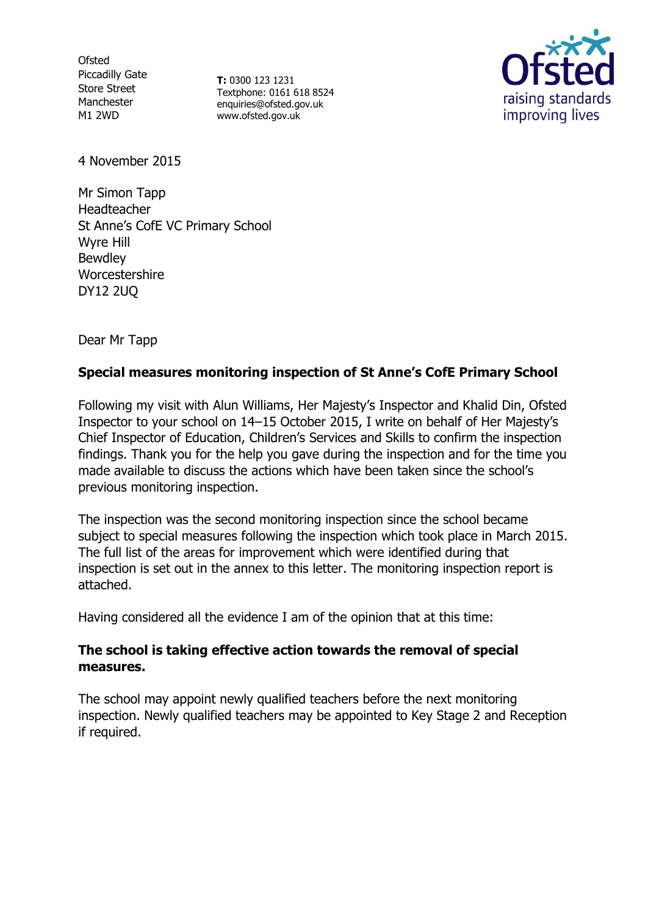Ofsted
Piccadilly Gate
Store Street
Manchester
M1 2WD

**T:** 0300 123 1231
Textphone: 0161 618 8524
enquiries@ofsted.gov.uk
www.ofsted.gov.uk

4 November 2015

Mr Simon Tapp
Headteacher
St Anne's CofE VC Primary School
Wyre Hill
Bewdley
Worcestershire
DY12 2UQ

Dear Mr Tapp

**Special measures monitoring inspection of St Anne's CofE Primary School**

Following my visit with Alun Williams, Her Majesty's Inspector and Khalid Din, Ofsted Inspector to your school on 14–15 October 2015, I write on behalf of Her Majesty's Chief Inspector of Education, Children's Services and Skills to confirm the inspection findings. Thank you for the help you gave during the inspection and for the time you made available to discuss the actions which have been taken since the school's previous monitoring inspection.

The inspection was the second monitoring inspection since the school became subject to special measures following the inspection which took place in March 2015. The full list of the areas for improvement which were identified during that inspection is set out in the annex to this letter. The monitoring inspection report is attached.

Having considered all the evidence I am of the opinion that at this time:

**The school is taking effective action towards the removal of special measures.**

The school may appoint newly qualified teachers before the next monitoring inspection. Newly qualified teachers may be appointed to Key Stage 2 and Reception if required.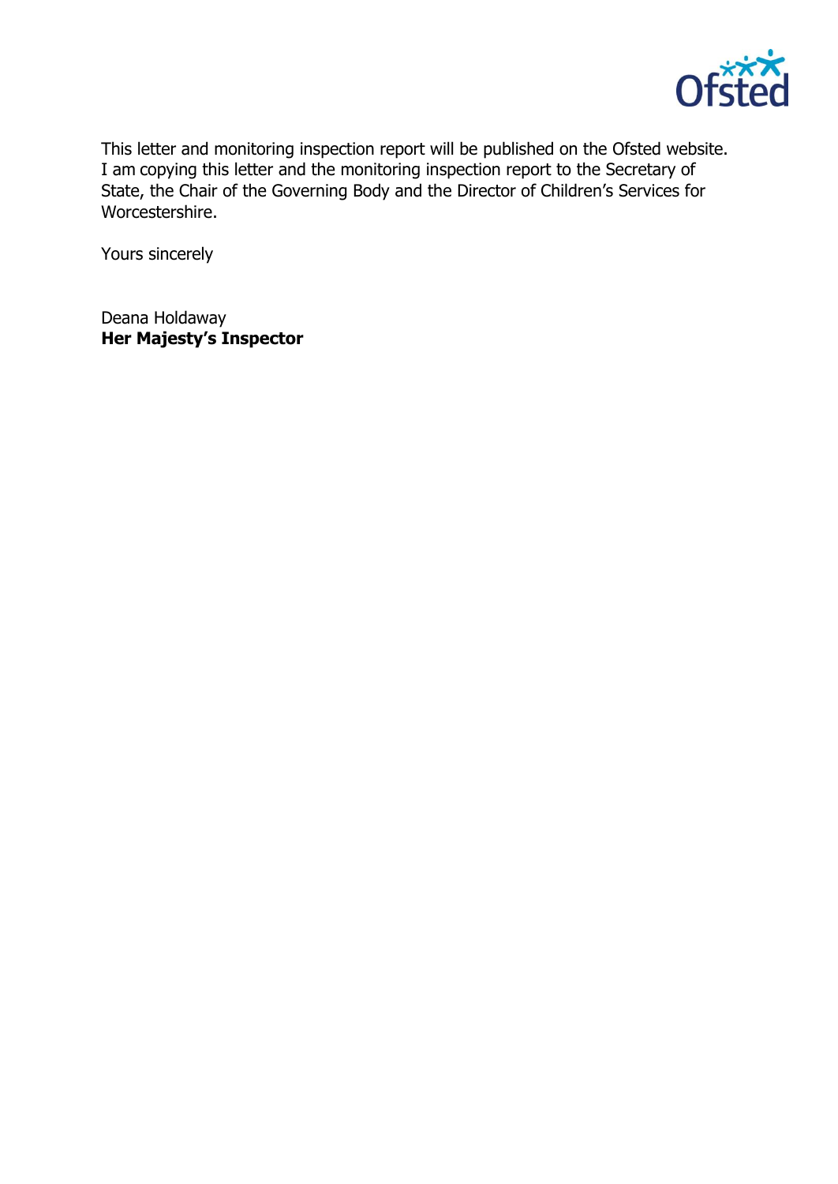This letter and monitoring inspection report will be published on the Ofsted website. I am copying this letter and the monitoring inspection report to the Secretary of State, the Chair of the Governing Body and the Director of Children's Services for Worcestershire.

Yours sincerely

Deana Holdaway
**Her Majesty's Inspector**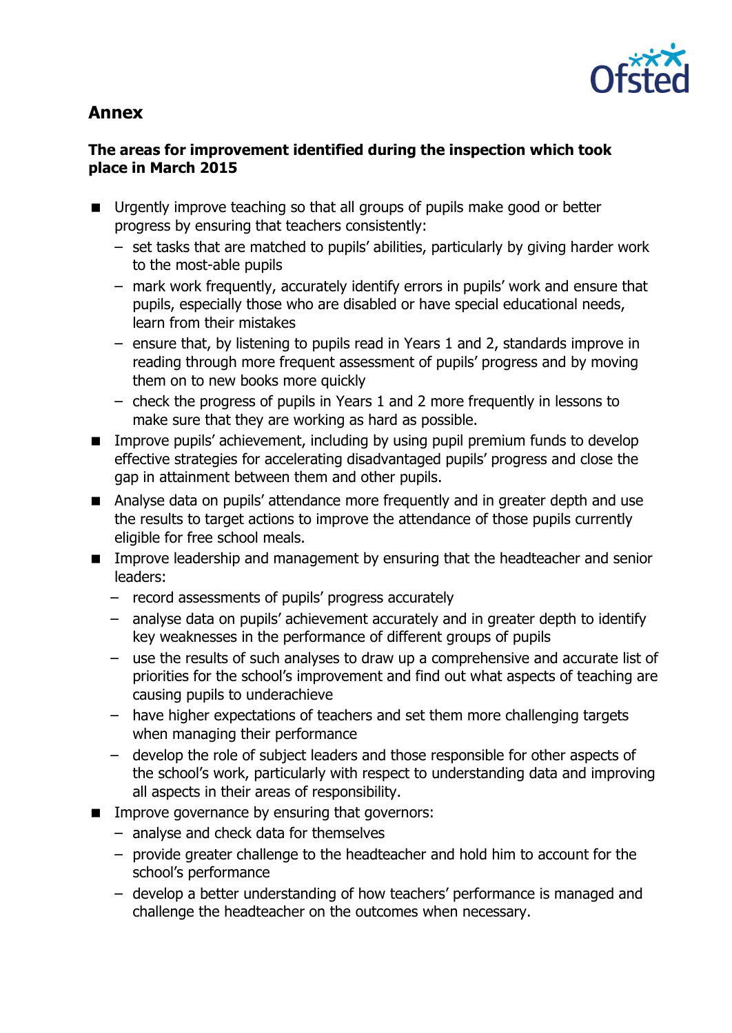## Annex

### The areas for improvement identified during the inspection which took place in March 2015

- Urgently improve teaching so that all groups of pupils make good or better progress by ensuring that teachers consistently:
  - set tasks that are matched to pupils' abilities, particularly by giving harder work to the most-able pupils
  - mark work frequently, accurately identify errors in pupils' work and ensure that pupils, especially those who are disabled or have special educational needs, learn from their mistakes
  - ensure that, by listening to pupils read in Years 1 and 2, standards improve in reading through more frequent assessment of pupils' progress and by moving them on to new books more quickly
  - check the progress of pupils in Years 1 and 2 more frequently in lessons to make sure that they are working as hard as possible.
- Improve pupils' achievement, including by using pupil premium funds to develop effective strategies for accelerating disadvantaged pupils' progress and close the gap in attainment between them and other pupils.
- Analyse data on pupils' attendance more frequently and in greater depth and use the results to target actions to improve the attendance of those pupils currently eligible for free school meals.
- Improve leadership and management by ensuring that the headteacher and senior leaders:
  - record assessments of pupils' progress accurately
  - analyse data on pupils' achievement accurately and in greater depth to identify key weaknesses in the performance of different groups of pupils
  - use the results of such analyses to draw up a comprehensive and accurate list of priorities for the school's improvement and find out what aspects of teaching are causing pupils to underachieve
  - have higher expectations of teachers and set them more challenging targets when managing their performance
  - develop the role of subject leaders and those responsible for other aspects of the school's work, particularly with respect to understanding data and improving all aspects in their areas of responsibility.
- Improve governance by ensuring that governors:
  - analyse and check data for themselves
  - provide greater challenge to the headteacher and hold him to account for the school's performance
  - develop a better understanding of how teachers' performance is managed and challenge the headteacher on the outcomes when necessary.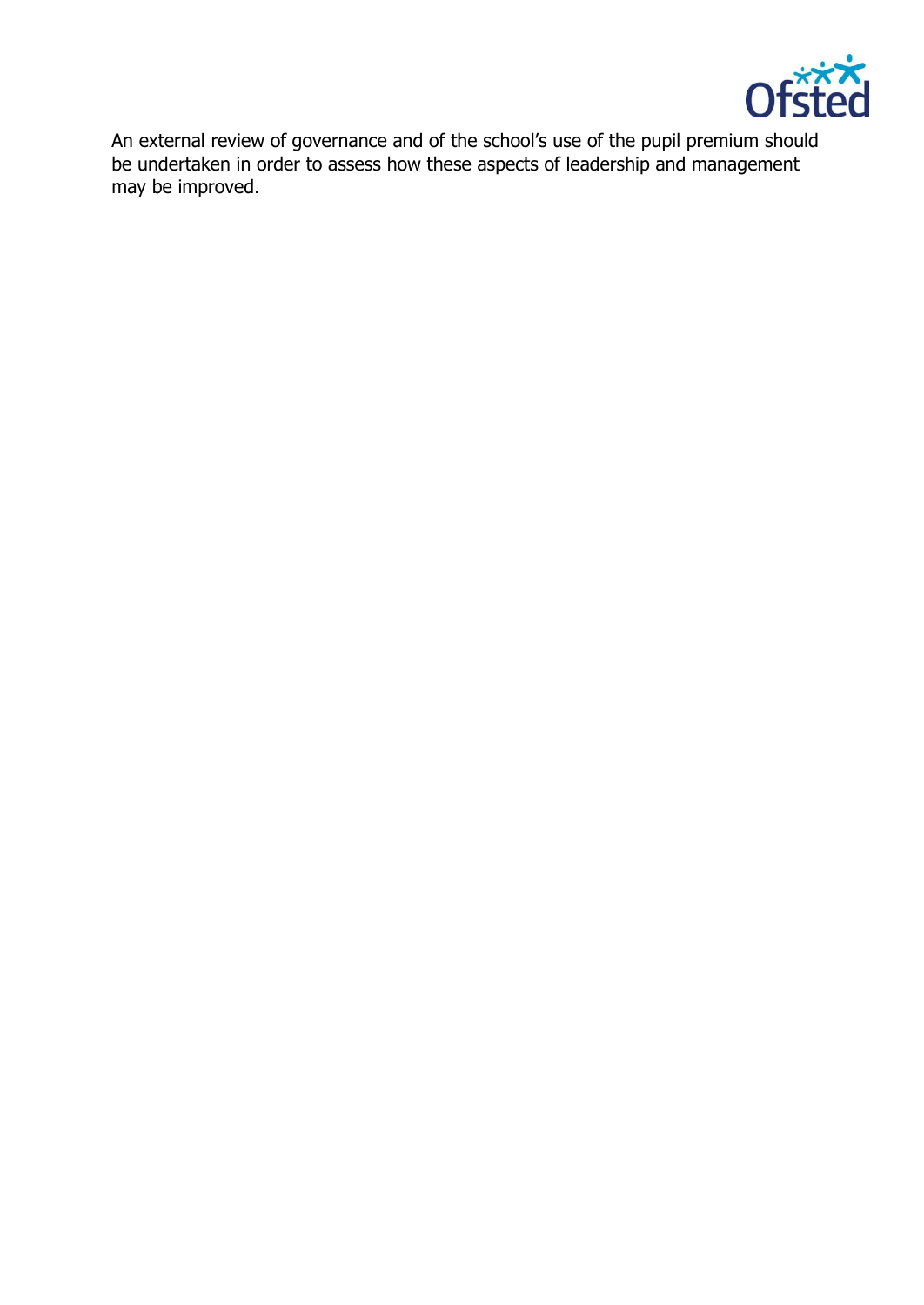An external review of governance and of the school's use of the pupil premium should be undertaken in order to assess how these aspects of leadership and management may be improved.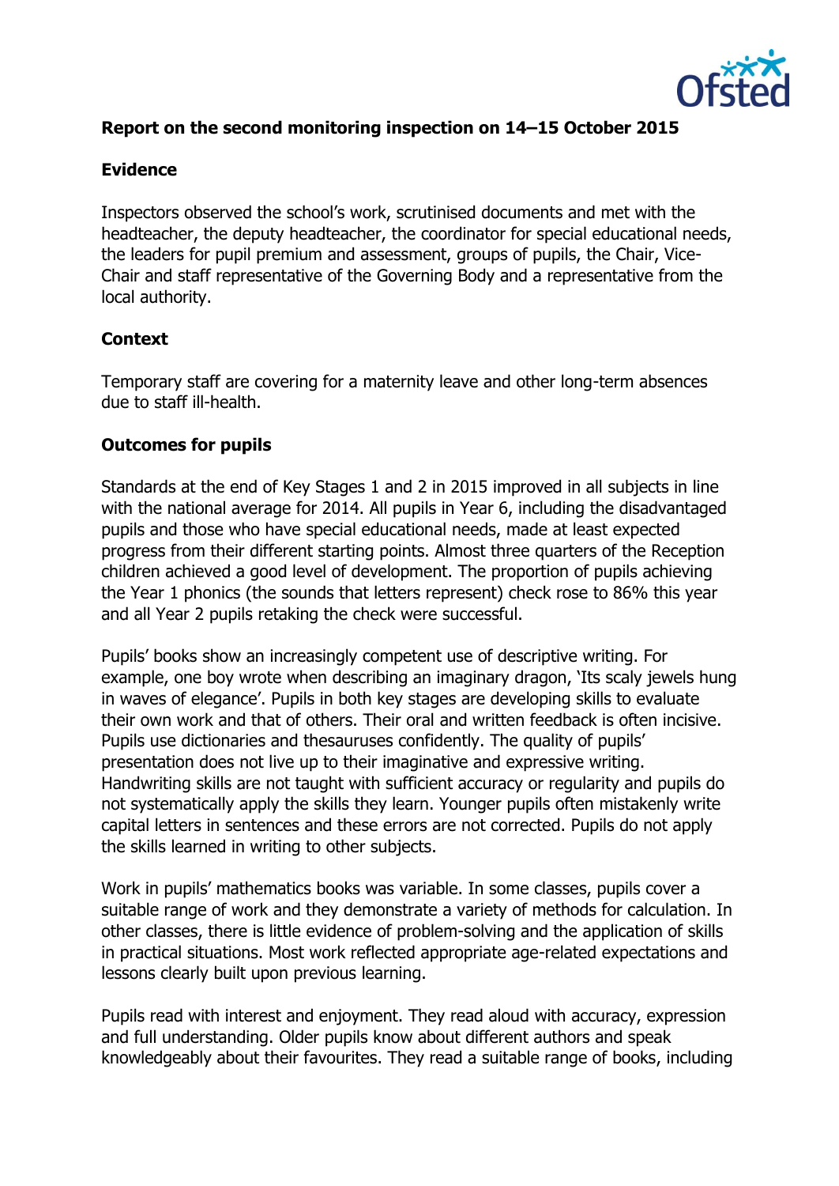**Report on the second monitoring inspection on 14–15 October 2015**

**Evidence**

Inspectors observed the school's work, scrutinised documents and met with the headteacher, the deputy headteacher, the coordinator for special educational needs, the leaders for pupil premium and assessment, groups of pupils, the Chair, Vice-Chair and staff representative of the Governing Body and a representative from the local authority.

**Context**

Temporary staff are covering for a maternity leave and other long-term absences due to staff ill-health.

**Outcomes for pupils**

Standards at the end of Key Stages 1 and 2 in 2015 improved in all subjects in line with the national average for 2014. All pupils in Year 6, including the disadvantaged pupils and those who have special educational needs, made at least expected progress from their different starting points. Almost three quarters of the Reception children achieved a good level of development. The proportion of pupils achieving the Year 1 phonics (the sounds that letters represent) check rose to 86% this year and all Year 2 pupils retaking the check were successful.

Pupils' books show an increasingly competent use of descriptive writing. For example, one boy wrote when describing an imaginary dragon, 'Its scaly jewels hung in waves of elegance'. Pupils in both key stages are developing skills to evaluate their own work and that of others. Their oral and written feedback is often incisive. Pupils use dictionaries and thesauruses confidently. The quality of pupils' presentation does not live up to their imaginative and expressive writing. Handwriting skills are not taught with sufficient accuracy or regularity and pupils do not systematically apply the skills they learn. Younger pupils often mistakenly write capital letters in sentences and these errors are not corrected. Pupils do not apply the skills learned in writing to other subjects.

Work in pupils' mathematics books was variable. In some classes, pupils cover a suitable range of work and they demonstrate a variety of methods for calculation. In other classes, there is little evidence of problem-solving and the application of skills in practical situations. Most work reflected appropriate age-related expectations and lessons clearly built upon previous learning.

Pupils read with interest and enjoyment. They read aloud with accuracy, expression and full understanding. Older pupils know about different authors and speak knowledgeably about their favourites. They read a suitable range of books, including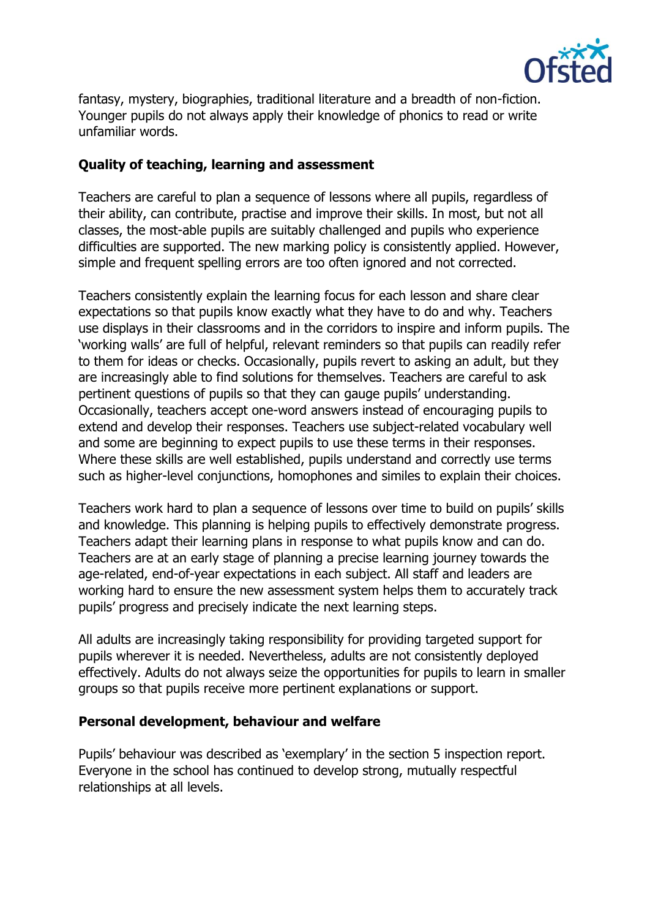fantasy, mystery, biographies, traditional literature and a breadth of non-fiction. Younger pupils do not always apply their knowledge of phonics to read or write unfamiliar words.

**Quality of teaching, learning and assessment**

Teachers are careful to plan a sequence of lessons where all pupils, regardless of their ability, can contribute, practise and improve their skills. In most, but not all classes, the most-able pupils are suitably challenged and pupils who experience difficulties are supported. The new marking policy is consistently applied. However, simple and frequent spelling errors are too often ignored and not corrected.

Teachers consistently explain the learning focus for each lesson and share clear expectations so that pupils know exactly what they have to do and why. Teachers use displays in their classrooms and in the corridors to inspire and inform pupils. The 'working walls' are full of helpful, relevant reminders so that pupils can readily refer to them for ideas or checks. Occasionally, pupils revert to asking an adult, but they are increasingly able to find solutions for themselves. Teachers are careful to ask pertinent questions of pupils so that they can gauge pupils' understanding. Occasionally, teachers accept one-word answers instead of encouraging pupils to extend and develop their responses. Teachers use subject-related vocabulary well and some are beginning to expect pupils to use these terms in their responses. Where these skills are well established, pupils understand and correctly use terms such as higher-level conjunctions, homophones and similes to explain their choices.

Teachers work hard to plan a sequence of lessons over time to build on pupils' skills and knowledge. This planning is helping pupils to effectively demonstrate progress. Teachers adapt their learning plans in response to what pupils know and can do. Teachers are at an early stage of planning a precise learning journey towards the age-related, end-of-year expectations in each subject. All staff and leaders are working hard to ensure the new assessment system helps them to accurately track pupils' progress and precisely indicate the next learning steps.

All adults are increasingly taking responsibility for providing targeted support for pupils wherever it is needed. Nevertheless, adults are not consistently deployed effectively. Adults do not always seize the opportunities for pupils to learn in smaller groups so that pupils receive more pertinent explanations or support.

**Personal development, behaviour and welfare**

Pupils' behaviour was described as 'exemplary' in the section 5 inspection report. Everyone in the school has continued to develop strong, mutually respectful relationships at all levels.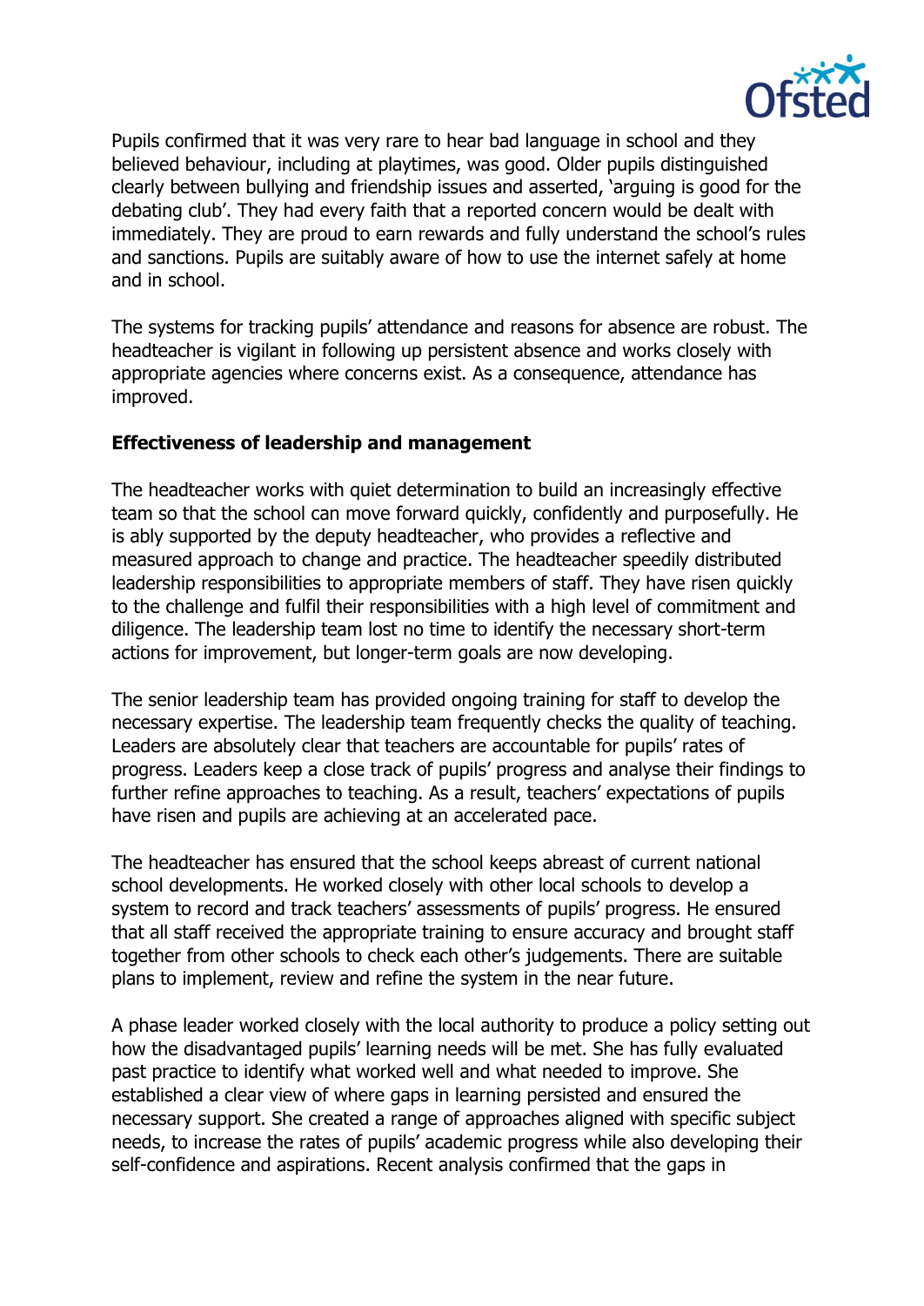Pupils confirmed that it was very rare to hear bad language in school and they believed behaviour, including at playtimes, was good. Older pupils distinguished clearly between bullying and friendship issues and asserted, 'arguing is good for the debating club'. They had every faith that a reported concern would be dealt with immediately. They are proud to earn rewards and fully understand the school's rules and sanctions. Pupils are suitably aware of how to use the internet safely at home and in school.

The systems for tracking pupils' attendance and reasons for absence are robust. The headteacher is vigilant in following up persistent absence and works closely with appropriate agencies where concerns exist. As a consequence, attendance has improved.

**Effectiveness of leadership and management**

The headteacher works with quiet determination to build an increasingly effective team so that the school can move forward quickly, confidently and purposefully. He is ably supported by the deputy headteacher, who provides a reflective and measured approach to change and practice. The headteacher speedily distributed leadership responsibilities to appropriate members of staff. They have risen quickly to the challenge and fulfil their responsibilities with a high level of commitment and diligence. The leadership team lost no time to identify the necessary short-term actions for improvement, but longer-term goals are now developing.

The senior leadership team has provided ongoing training for staff to develop the necessary expertise. The leadership team frequently checks the quality of teaching. Leaders are absolutely clear that teachers are accountable for pupils' rates of progress. Leaders keep a close track of pupils' progress and analyse their findings to further refine approaches to teaching. As a result, teachers' expectations of pupils have risen and pupils are achieving at an accelerated pace.

The headteacher has ensured that the school keeps abreast of current national school developments. He worked closely with other local schools to develop a system to record and track teachers' assessments of pupils' progress. He ensured that all staff received the appropriate training to ensure accuracy and brought staff together from other schools to check each other's judgements. There are suitable plans to implement, review and refine the system in the near future.

A phase leader worked closely with the local authority to produce a policy setting out how the disadvantaged pupils' learning needs will be met. She has fully evaluated past practice to identify what worked well and what needed to improve. She established a clear view of where gaps in learning persisted and ensured the necessary support. She created a range of approaches aligned with specific subject needs, to increase the rates of pupils' academic progress while also developing their self-confidence and aspirations. Recent analysis confirmed that the gaps in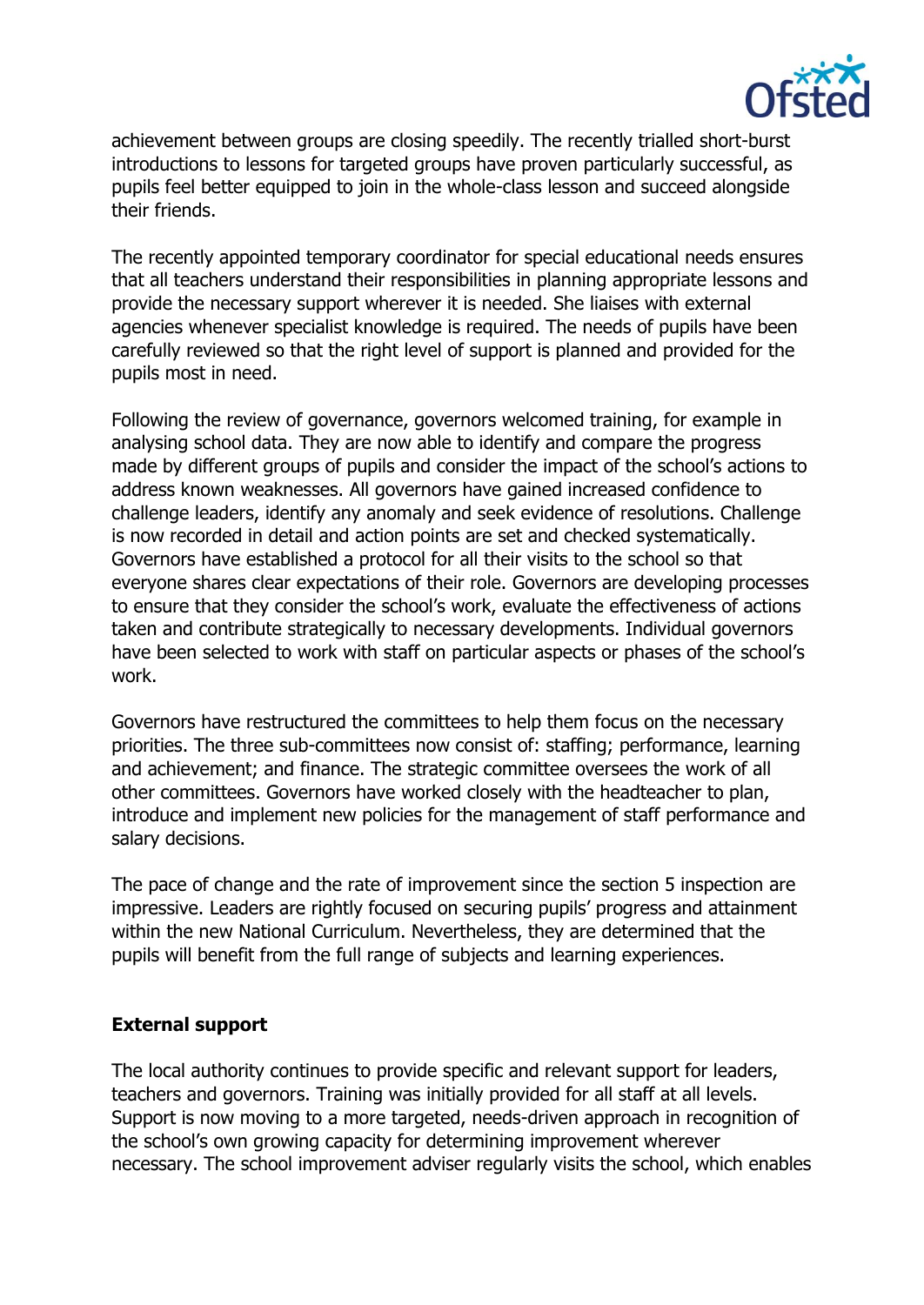achievement between groups are closing speedily. The recently trialled short-burst introductions to lessons for targeted groups have proven particularly successful, as pupils feel better equipped to join in the whole-class lesson and succeed alongside their friends.

The recently appointed temporary coordinator for special educational needs ensures that all teachers understand their responsibilities in planning appropriate lessons and provide the necessary support wherever it is needed. She liaises with external agencies whenever specialist knowledge is required. The needs of pupils have been carefully reviewed so that the right level of support is planned and provided for the pupils most in need.

Following the review of governance, governors welcomed training, for example in analysing school data. They are now able to identify and compare the progress made by different groups of pupils and consider the impact of the school's actions to address known weaknesses. All governors have gained increased confidence to challenge leaders, identify any anomaly and seek evidence of resolutions. Challenge is now recorded in detail and action points are set and checked systematically. Governors have established a protocol for all their visits to the school so that everyone shares clear expectations of their role. Governors are developing processes to ensure that they consider the school's work, evaluate the effectiveness of actions taken and contribute strategically to necessary developments. Individual governors have been selected to work with staff on particular aspects or phases of the school's work.

Governors have restructured the committees to help them focus on the necessary priorities. The three sub-committees now consist of: staffing; performance, learning and achievement; and finance. The strategic committee oversees the work of all other committees. Governors have worked closely with the headteacher to plan, introduce and implement new policies for the management of staff performance and salary decisions.

The pace of change and the rate of improvement since the section 5 inspection are impressive. Leaders are rightly focused on securing pupils' progress and attainment within the new National Curriculum. Nevertheless, they are determined that the pupils will benefit from the full range of subjects and learning experiences.

**External support**

The local authority continues to provide specific and relevant support for leaders, teachers and governors. Training was initially provided for all staff at all levels. Support is now moving to a more targeted, needs-driven approach in recognition of the school's own growing capacity for determining improvement wherever necessary. The school improvement adviser regularly visits the school, which enables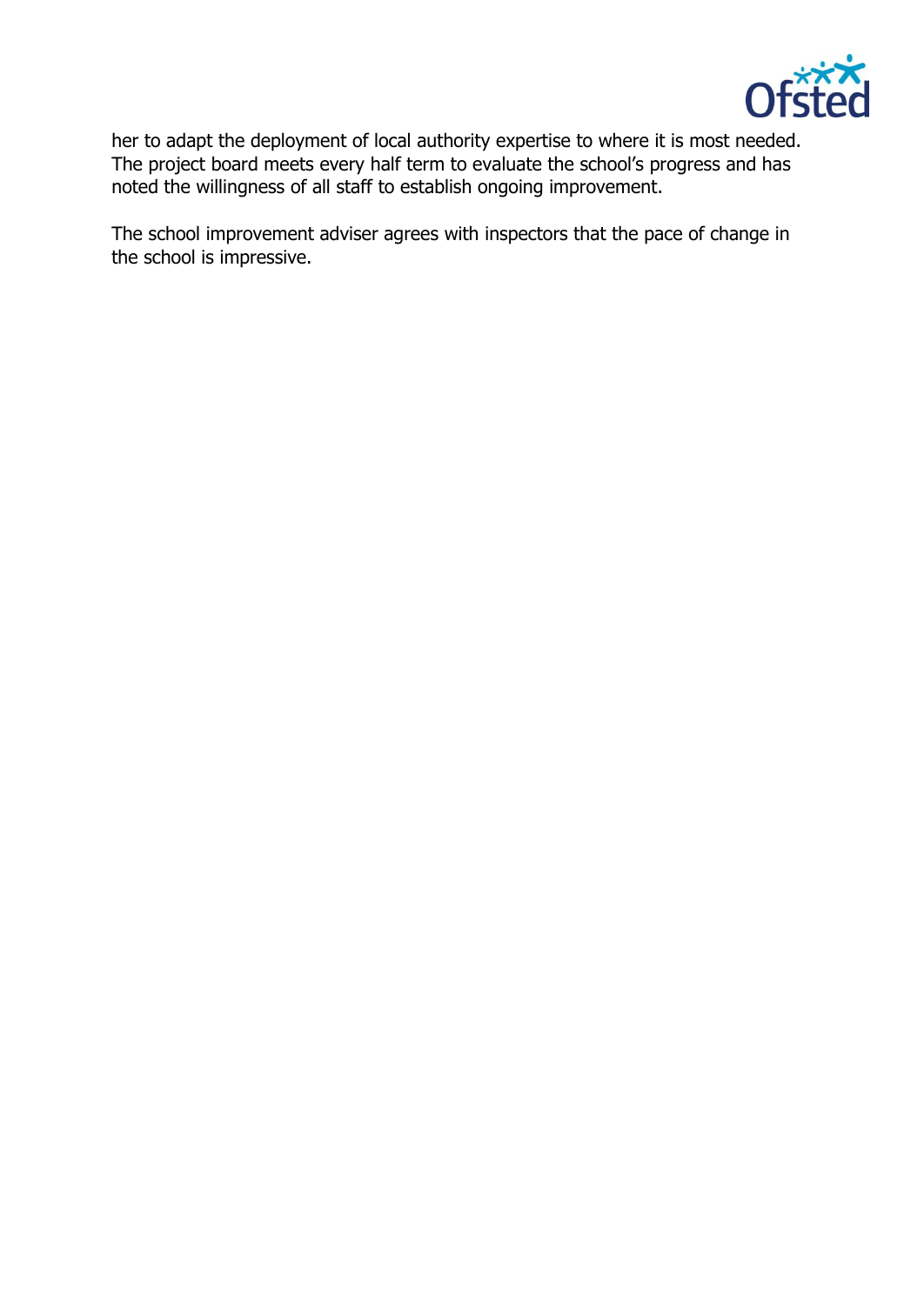her to adapt the deployment of local authority expertise to where it is most needed. The project board meets every half term to evaluate the school's progress and has noted the willingness of all staff to establish ongoing improvement.

The school improvement adviser agrees with inspectors that the pace of change in the school is impressive.